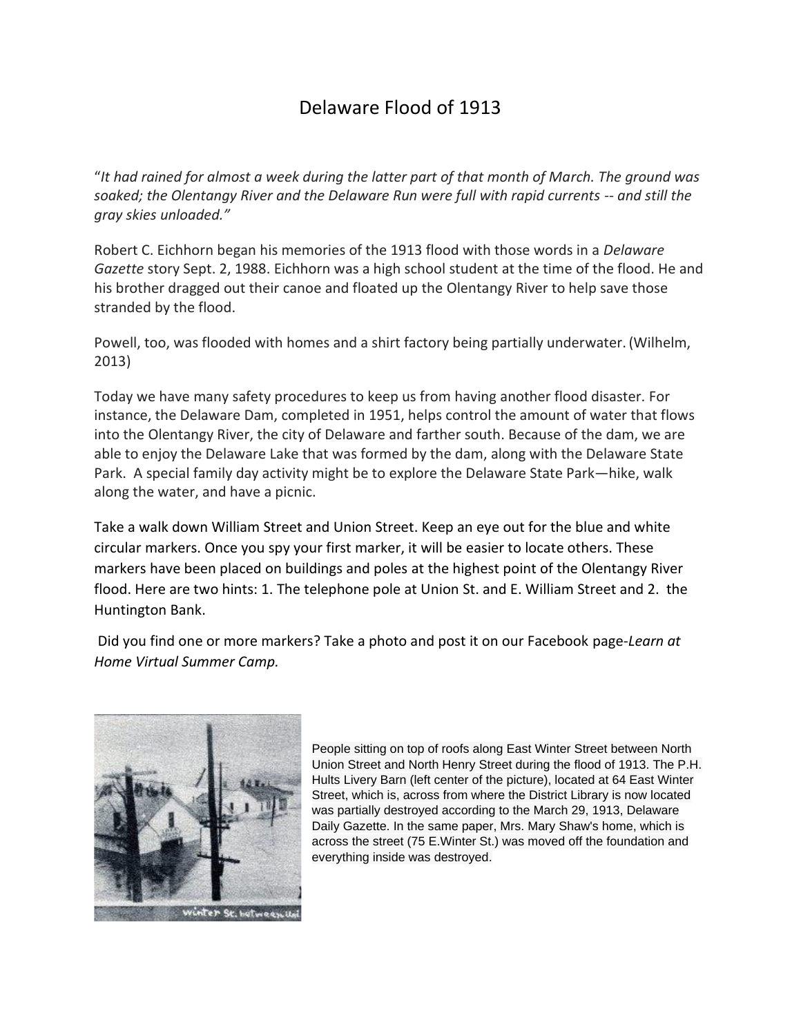# Delaware Flood of 1913

"*It had rained for almost a week during the latter part of that month of March. The ground was soaked; the Olentangy River and the Delaware Run were full with rapid currents -- and still the gray skies unloaded.*"

Robert C. Eichhorn began his memories of the 1913 flood with those words in a *Delaware Gazette* story Sept. 2, 1988. Eichhorn was a high school student at the time of the flood. He and his brother dragged out their canoe and floated up the Olentangy River to help save those stranded by the flood.

Powell, too, was flooded with homes and a shirt factory being partially underwater. (Wilhelm, 2013)

Today we have many safety procedures to keep us from having another flood disaster. For instance, the Delaware Dam, completed in 1951, helps control the amount of water that flows into the Olentangy River, the city of Delaware and farther south. Because of the dam, we are able to enjoy the Delaware Lake that was formed by the dam, along with the Delaware State Park. A special family day activity might be to explore the Delaware State Park—hike, walk along the water, and have a picnic.

Take a walk down William Street and Union Street. Keep an eye out for the blue and white circular markers. Once you spy your first marker, it will be easier to locate others. These markers have been placed on buildings and poles at the highest point of the Olentangy River flood. Here are two hints: 1. The telephone pole at Union St. and E. William Street and 2. the Huntington Bank.

Did you find one or more markers? Take a photo and post it on our Facebook page-*Learn at Home Virtual Summer Camp.*

winter St. between Uni

People sitting on top of roofs along East Winter Street between North Union Street and North Henry Street during the flood of 1913. The P.H. Hults Livery Barn (left center of the picture), located at 64 East Winter Street, which is, across from where the District Library is now located was partially destroyed according to the March 29, 1913, Delaware Daily Gazette. In the same paper, Mrs. Mary Shaw's home, which is across the street (75 E.Winter St.) was moved off the foundation and everything inside was destroyed.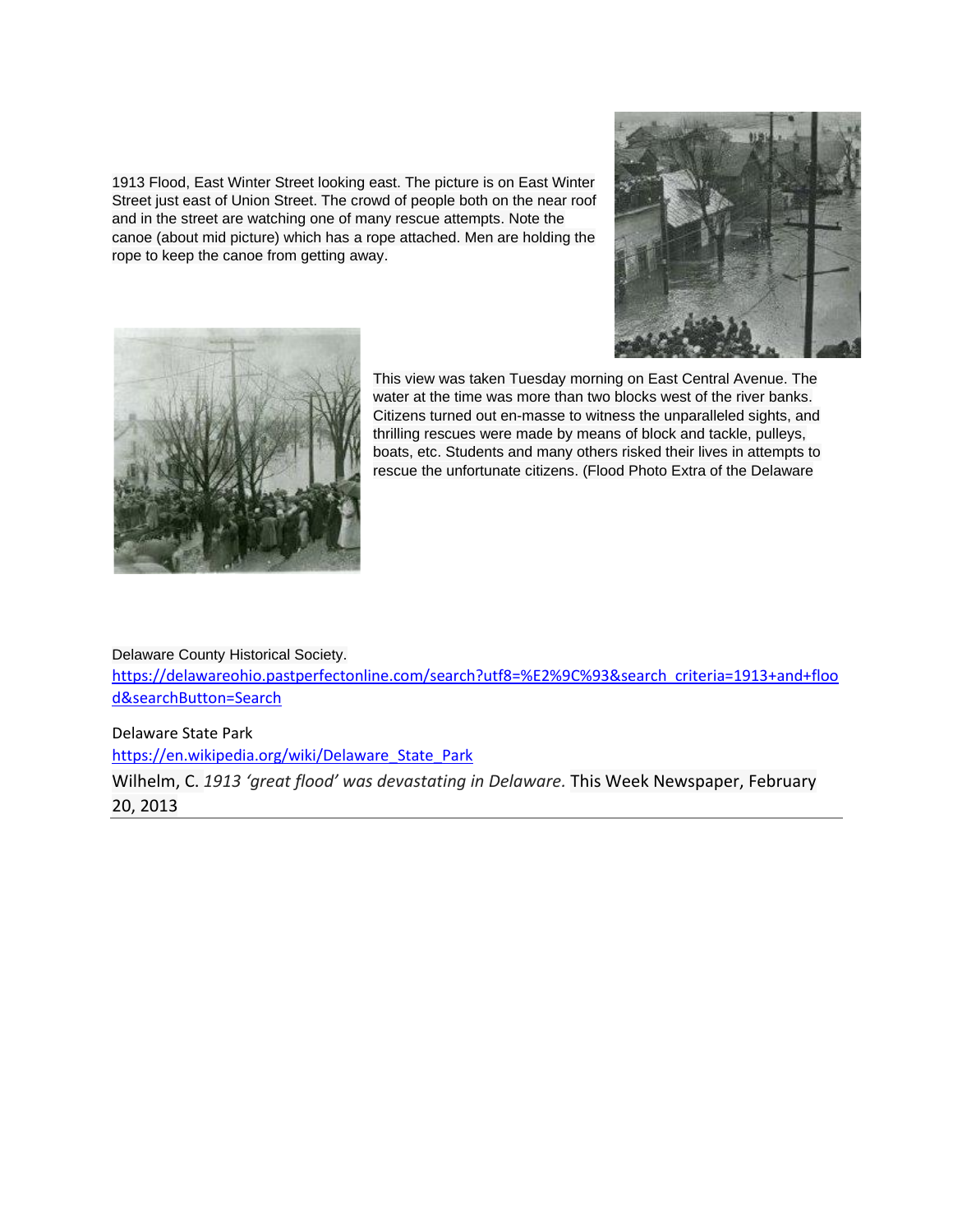1913 Flood, East Winter Street looking east. The picture is on East Winter Street just east of Union Street. The crowd of people both on the near roof and in the street are watching one of many rescue attempts. Note the canoe (about mid picture) which has a rope attached. Men are holding the rope to keep the canoe from getting away.

This view was taken Tuesday morning on East Central Avenue. The water at the time was more than two blocks west of the river banks. Citizens turned out en-masse to witness the unparalleled sights, and thrilling rescues were made by means of block and tackle, pulleys, boats, etc. Students and many others risked their lives in attempts to rescue the unfortunate citizens. (Flood Photo Extra of the Delaware

Delaware County Historical Society.
https://delawareohio.pastperfectonline.com/search?utf8=%E2%9C%93&search_criteria=1913+and+flood&searchButton=Search

Delaware State Park
https://en.wikipedia.org/wiki/Delaware_State_Park

Wilhelm, C. *1913 'great flood' was devastating in Delaware.* This Week Newspaper, February 20, 2013